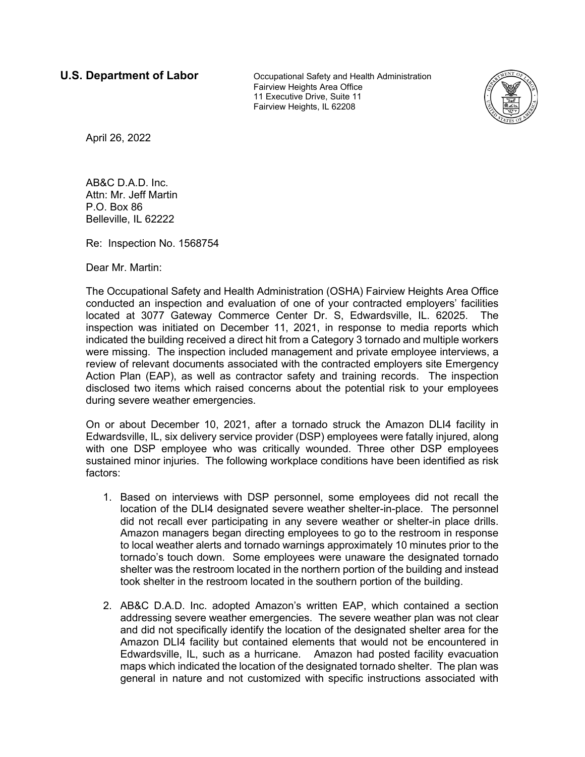**U.S. Department of Labor**

Occupational Safety and Health Administration
Fairview Heights Area Office
11 Executive Drive, Suite 11
Fairview Heights, IL 62208

April 26, 2022

AB&C D.A.D. Inc.
Attn: Mr. Jeff Martin
P.O. Box 86
Belleville, IL 62222

Re: Inspection No. 1568754

Dear Mr. Martin:

The Occupational Safety and Health Administration (OSHA) Fairview Heights Area Office conducted an inspection and evaluation of one of your contracted employers' facilities located at 3077 Gateway Commerce Center Dr. S, Edwardsville, IL. 62025. The inspection was initiated on December 11, 2021, in response to media reports which indicated the building received a direct hit from a Category 3 tornado and multiple workers were missing. The inspection included management and private employee interviews, a review of relevant documents associated with the contracted employers site Emergency Action Plan (EAP), as well as contractor safety and training records. The inspection disclosed two items which raised concerns about the potential risk to your employees during severe weather emergencies.

On or about December 10, 2021, after a tornado struck the Amazon DLI4 facility in Edwardsville, IL, six delivery service provider (DSP) employees were fatally injured, along with one DSP employee who was critically wounded. Three other DSP employees sustained minor injuries. The following workplace conditions have been identified as risk factors:

1. Based on interviews with DSP personnel, some employees did not recall the location of the DLI4 designated severe weather shelter-in-place. The personnel did not recall ever participating in any severe weather or shelter-in place drills. Amazon managers began directing employees to go to the restroom in response to local weather alerts and tornado warnings approximately 10 minutes prior to the tornado's touch down. Some employees were unaware the designated tornado shelter was the restroom located in the northern portion of the building and instead took shelter in the restroom located in the southern portion of the building.

2. AB&C D.A.D. Inc. adopted Amazon's written EAP, which contained a section addressing severe weather emergencies. The severe weather plan was not clear and did not specifically identify the location of the designated shelter area for the Amazon DLI4 facility but contained elements that would not be encountered in Edwardsville, IL, such as a hurricane. Amazon had posted facility evacuation maps which indicated the location of the designated tornado shelter. The plan was general in nature and not customized with specific instructions associated with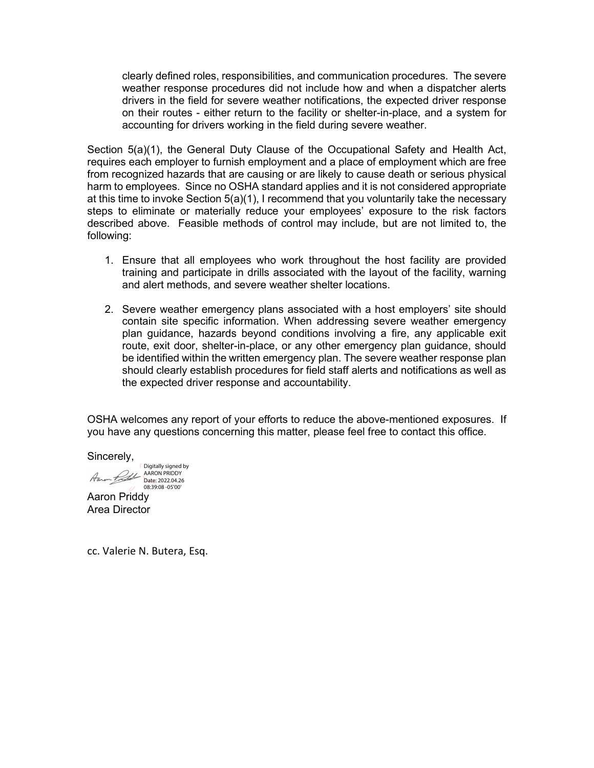clearly defined roles, responsibilities, and communication procedures. The severe weather response procedures did not include how and when a dispatcher alerts drivers in the field for severe weather notifications, the expected driver response on their routes - either return to the facility or shelter-in-place, and a system for accounting for drivers working in the field during severe weather.

Section 5(a)(1), the General Duty Clause of the Occupational Safety and Health Act, requires each employer to furnish employment and a place of employment which are free from recognized hazards that are causing or are likely to cause death or serious physical harm to employees. Since no OSHA standard applies and it is not considered appropriate at this time to invoke Section 5(a)(1), I recommend that you voluntarily take the necessary steps to eliminate or materially reduce your employees' exposure to the risk factors described above. Feasible methods of control may include, but are not limited to, the following:

1. Ensure that all employees who work throughout the host facility are provided training and participate in drills associated with the layout of the facility, warning and alert methods, and severe weather shelter locations.

2. Severe weather emergency plans associated with a host employers' site should contain site specific information. When addressing severe weather emergency plan guidance, hazards beyond conditions involving a fire, any applicable exit route, exit door, shelter-in-place, or any other emergency plan guidance, should be identified within the written emergency plan. The severe weather response plan should clearly establish procedures for field staff alerts and notifications as well as the expected driver response and accountability.

OSHA welcomes any report of your efforts to reduce the above-mentioned exposures. If you have any questions concerning this matter, please feel free to contact this office.

Sincerely,

Digitally signed by AARON PRIDDY
Date: 2022.04.26 08:39:08 -05'00'

Aaron Priddy
Area Director

cc. Valerie N. Butera, Esq.